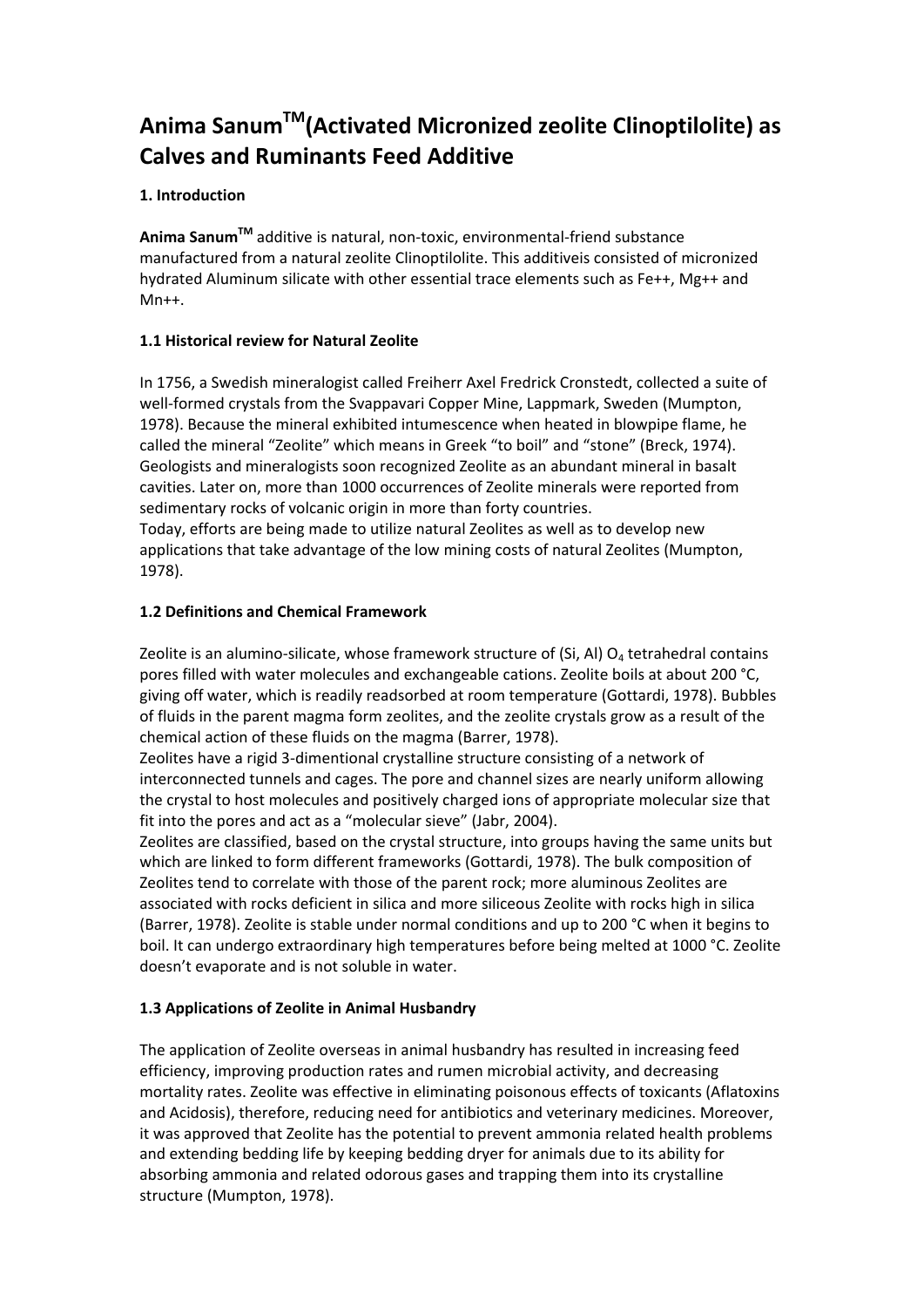# Anima Sanum$^{TM}$(Activated Micronized zeolite Clinoptilolite) as Calves and Ruminants Feed Additive

## 1. Introduction

**Anima Sanum$^{TM}$** additive is natural, non-toxic, environmental-friend substance manufactured from a natural zeolite Clinoptilolite. This additiveis consisted of micronized hydrated Aluminum silicate with other essential trace elements such as Fe++, Mg++ and Mn++.

### 1.1 Historical review for Natural Zeolite

In 1756, a Swedish mineralogist called Freiherr Axel Fredrick Cronstedt, collected a suite of well-formed crystals from the Svappavari Copper Mine, Lappmark, Sweden (Mumpton, 1978). Because the mineral exhibited intumescence when heated in blowpipe flame, he called the mineral "Zeolite" which means in Greek "to boil" and "stone" (Breck, 1974). Geologists and mineralogists soon recognized Zeolite as an abundant mineral in basalt cavities. Later on, more than 1000 occurrences of Zeolite minerals were reported from sedimentary rocks of volcanic origin in more than forty countries.

Today, efforts are being made to utilize natural Zeolites as well as to develop new applications that take advantage of the low mining costs of natural Zeolites (Mumpton, 1978).

### 1.2 Definitions and Chemical Framework

Zeolite is an alumino-silicate, whose framework structure of (Si, Al) $O_4$ tetrahedral contains pores filled with water molecules and exchangeable cations. Zeolite boils at about 200 °C, giving off water, which is readily readsorbed at room temperature (Gottardi, 1978). Bubbles of fluids in the parent magma form zeolites, and the zeolite crystals grow as a result of the chemical action of these fluids on the magma (Barrer, 1978).

Zeolites have a rigid 3-dimentional crystalline structure consisting of a network of interconnected tunnels and cages. The pore and channel sizes are nearly uniform allowing the crystal to host molecules and positively charged ions of appropriate molecular size that fit into the pores and act as a "molecular sieve" (Jabr, 2004).

Zeolites are classified, based on the crystal structure, into groups having the same units but which are linked to form different frameworks (Gottardi, 1978). The bulk composition of Zeolites tend to correlate with those of the parent rock; more aluminous Zeolites are associated with rocks deficient in silica and more siliceous Zeolite with rocks high in silica (Barrer, 1978). Zeolite is stable under normal conditions and up to 200 °C when it begins to boil. It can undergo extraordinary high temperatures before being melted at 1000 °C. Zeolite doesn't evaporate and is not soluble in water.

### 1.3 Applications of Zeolite in Animal Husbandry

The application of Zeolite overseas in animal husbandry has resulted in increasing feed efficiency, improving production rates and rumen microbial activity, and decreasing mortality rates. Zeolite was effective in eliminating poisonous effects of toxicants (Aflatoxins and Acidosis), therefore, reducing need for antibiotics and veterinary medicines. Moreover, it was approved that Zeolite has the potential to prevent ammonia related health problems and extending bedding life by keeping bedding dryer for animals due to its ability for absorbing ammonia and related odorous gases and trapping them into its crystalline structure (Mumpton, 1978).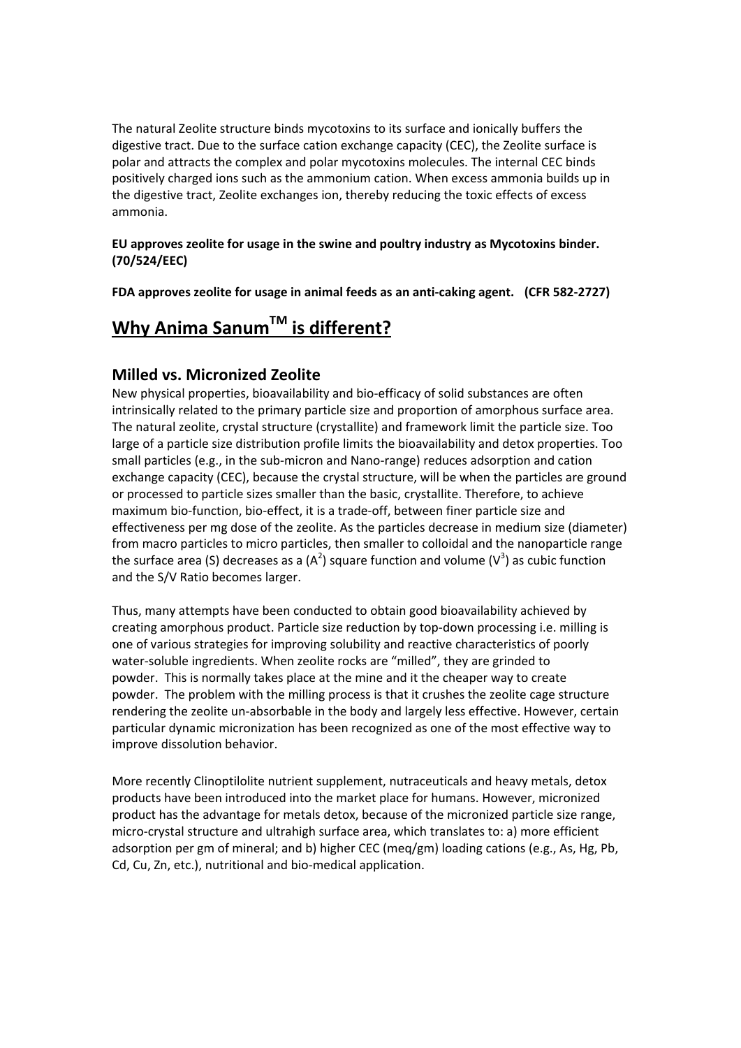The natural Zeolite structure binds mycotoxins to its surface and ionically buffers the digestive tract. Due to the surface cation exchange capacity (CEC), the Zeolite surface is polar and attracts the complex and polar mycotoxins molecules. The internal CEC binds positively charged ions such as the ammonium cation. When excess ammonia builds up in the digestive tract, Zeolite exchanges ion, thereby reducing the toxic effects of excess ammonia.

**EU approves zeolite for usage in the swine and poultry industry as Mycotoxins binder. (70/524/EEC)**

**FDA approves zeolite for usage in animal feeds as an anti-caking agent. (CFR 582-2727)**

# Why Anima Sanum™ is different?

## Milled vs. Micronized Zeolite

New physical properties, bioavailability and bio-efficacy of solid substances are often intrinsically related to the primary particle size and proportion of amorphous surface area. The natural zeolite, crystal structure (crystallite) and framework limit the particle size. Too large of a particle size distribution profile limits the bioavailability and detox properties. Too small particles (e.g., in the sub-micron and Nano-range) reduces adsorption and cation exchange capacity (CEC), because the crystal structure, will be when the particles are ground or processed to particle sizes smaller than the basic, crystallite. Therefore, to achieve maximum bio-function, bio-effect, it is a trade-off, between finer particle size and effectiveness per mg dose of the zeolite. As the particles decrease in medium size (diameter) from macro particles to micro particles, then smaller to colloidal and the nanoparticle range the surface area (S) decreases as a ($A^2$) square function and volume ($V^3$) as cubic function and the S/V Ratio becomes larger.

Thus, many attempts have been conducted to obtain good bioavailability achieved by creating amorphous product. Particle size reduction by top-down processing i.e. milling is one of various strategies for improving solubility and reactive characteristics of poorly water-soluble ingredients. When zeolite rocks are "milled", they are grinded to powder. This is normally takes place at the mine and it the cheaper way to create powder. The problem with the milling process is that it crushes the zeolite cage structure rendering the zeolite un-absorbable in the body and largely less effective. However, certain particular dynamic micronization has been recognized as one of the most effective way to improve dissolution behavior.

More recently Clinoptilolite nutrient supplement, nutraceuticals and heavy metals, detox products have been introduced into the market place for humans. However, micronized product has the advantage for metals detox, because of the micronized particle size range, micro-crystal structure and ultrahigh surface area, which translates to: a) more efficient adsorption per gm of mineral; and b) higher CEC (meq/gm) loading cations (e.g., As, Hg, Pb, Cd, Cu, Zn, etc.), nutritional and bio-medical application.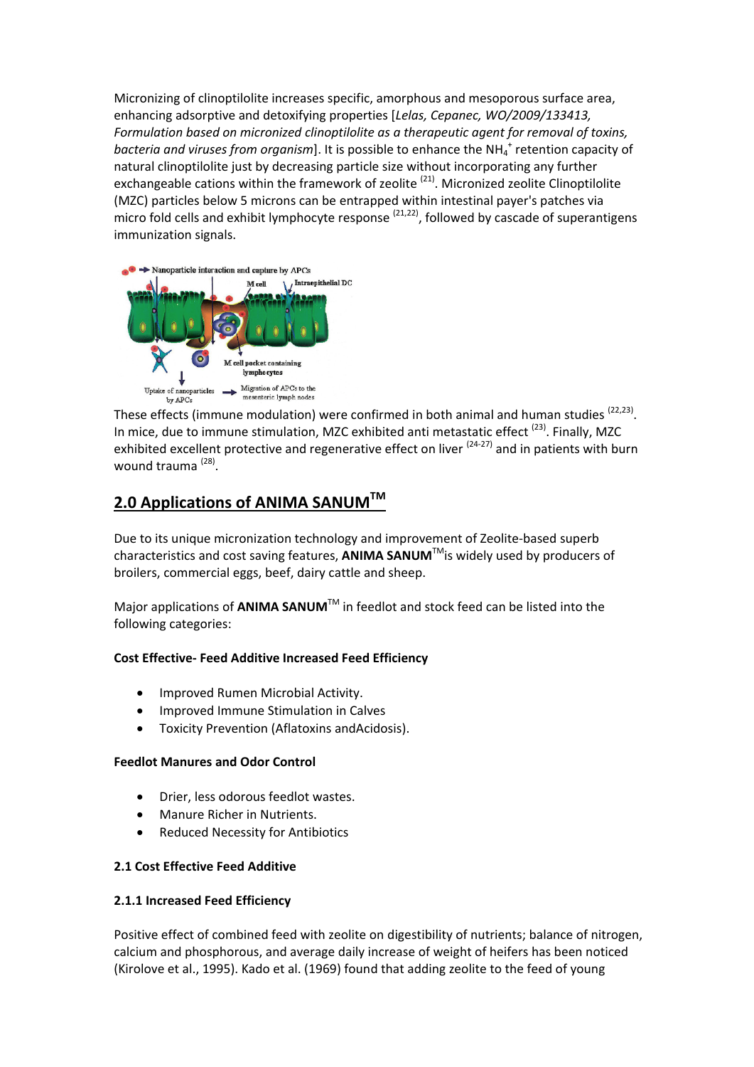Micronizing of clinoptilolite increases specific, amorphous and mesoporous surface area, enhancing adsorptive and detoxifying properties [*Lelas, Cepanec, WO/2009/133413, Formulation based on micronized clinoptilolite as a therapeutic agent for removal of toxins, bacteria and viruses from organism*]. It is possible to enhance the $NH_4^+$ retention capacity of natural clinoptilolite just by decreasing particle size without incorporating any further exchangeable cations within the framework of zeolite [21]. Micronized zeolite Clinoptilolite (MZC) particles below 5 microns can be entrapped within intestinal payer's patches via micro fold cells and exhibit lymphocyte response [21,22], followed by cascade of superantigens immunization signals.

These effects (immune modulation) were confirmed in both animal and human studies [22,23]. In mice, due to immune stimulation, MZC exhibited anti metastatic effect [23]. Finally, MZC exhibited excellent protective and regenerative effect on liver [24-27] and in patients with burn wound trauma [28].

## 2.0 Applications of ANIMA SANUM™

Due to its unique micronization technology and improvement of Zeolite-based superb characteristics and cost saving features, **ANIMA SANUM**™is widely used by producers of broilers, commercial eggs, beef, dairy cattle and sheep.

Major applications of **ANIMA SANUM**™ in feedlot and stock feed can be listed into the following categories:

**Cost Effective- Feed Additive Increased Feed Efficiency**

- Improved Rumen Microbial Activity.
- Improved Immune Stimulation in Calves
- Toxicity Prevention (Aflatoxins andAcidosis).

**Feedlot Manures and Odor Control**

- Drier, less odorous feedlot wastes.
- Manure Richer in Nutrients.
- Reduced Necessity for Antibiotics

**2.1 Cost Effective Feed Additive**

**2.1.1 Increased Feed Efficiency**

Positive effect of combined feed with zeolite on digestibility of nutrients; balance of nitrogen, calcium and phosphorous, and average daily increase of weight of heifers has been noticed (Kirolove et al., 1995). Kado et al. (1969) found that adding zeolite to the feed of young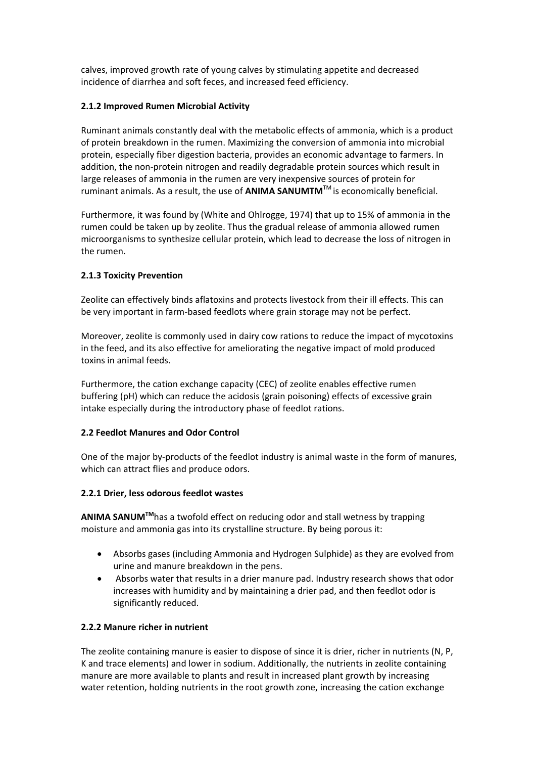calves, improved growth rate of young calves by stimulating appetite and decreased incidence of diarrhea and soft feces, and increased feed efficiency.

### 2.1.2 Improved Rumen Microbial Activity

Ruminant animals constantly deal with the metabolic effects of ammonia, which is a product of protein breakdown in the rumen. Maximizing the conversion of ammonia into microbial protein, especially fiber digestion bacteria, provides an economic advantage to farmers. In addition, the non-protein nitrogen and readily degradable protein sources which result in large releases of ammonia in the rumen are very inexpensive sources of protein for ruminant animals. As a result, the use of **ANIMA SANUMTM**™ is economically beneficial.

Furthermore, it was found by (White and Ohlrogge, 1974) that up to 15% of ammonia in the rumen could be taken up by zeolite. Thus the gradual release of ammonia allowed rumen microorganisms to synthesize cellular protein, which lead to decrease the loss of nitrogen in the rumen.

### 2.1.3 Toxicity Prevention

Zeolite can effectively binds aflatoxins and protects livestock from their ill effects. This can be very important in farm-based feedlots where grain storage may not be perfect.

Moreover, zeolite is commonly used in dairy cow rations to reduce the impact of mycotoxins in the feed, and its also effective for ameliorating the negative impact of mold produced toxins in animal feeds.

Furthermore, the cation exchange capacity (CEC) of zeolite enables effective rumen buffering (pH) which can reduce the acidosis (grain poisoning) effects of excessive grain intake especially during the introductory phase of feedlot rations.

## 2.2 Feedlot Manures and Odor Control

One of the major by-products of the feedlot industry is animal waste in the form of manures, which can attract flies and produce odors.

### 2.2.1 Drier, less odorous feedlot wastes

**ANIMA SANUM™** has a twofold effect on reducing odor and stall wetness by trapping moisture and ammonia gas into its crystalline structure. By being porous it:

- Absorbs gases (including Ammonia and Hydrogen Sulphide) as they are evolved from urine and manure breakdown in the pens.
- Absorbs water that results in a drier manure pad. Industry research shows that odor increases with humidity and by maintaining a drier pad, and then feedlot odor is significantly reduced.

### 2.2.2 Manure richer in nutrient

The zeolite containing manure is easier to dispose of since it is drier, richer in nutrients (N, P, K and trace elements) and lower in sodium. Additionally, the nutrients in zeolite containing manure are more available to plants and result in increased plant growth by increasing water retention, holding nutrients in the root growth zone, increasing the cation exchange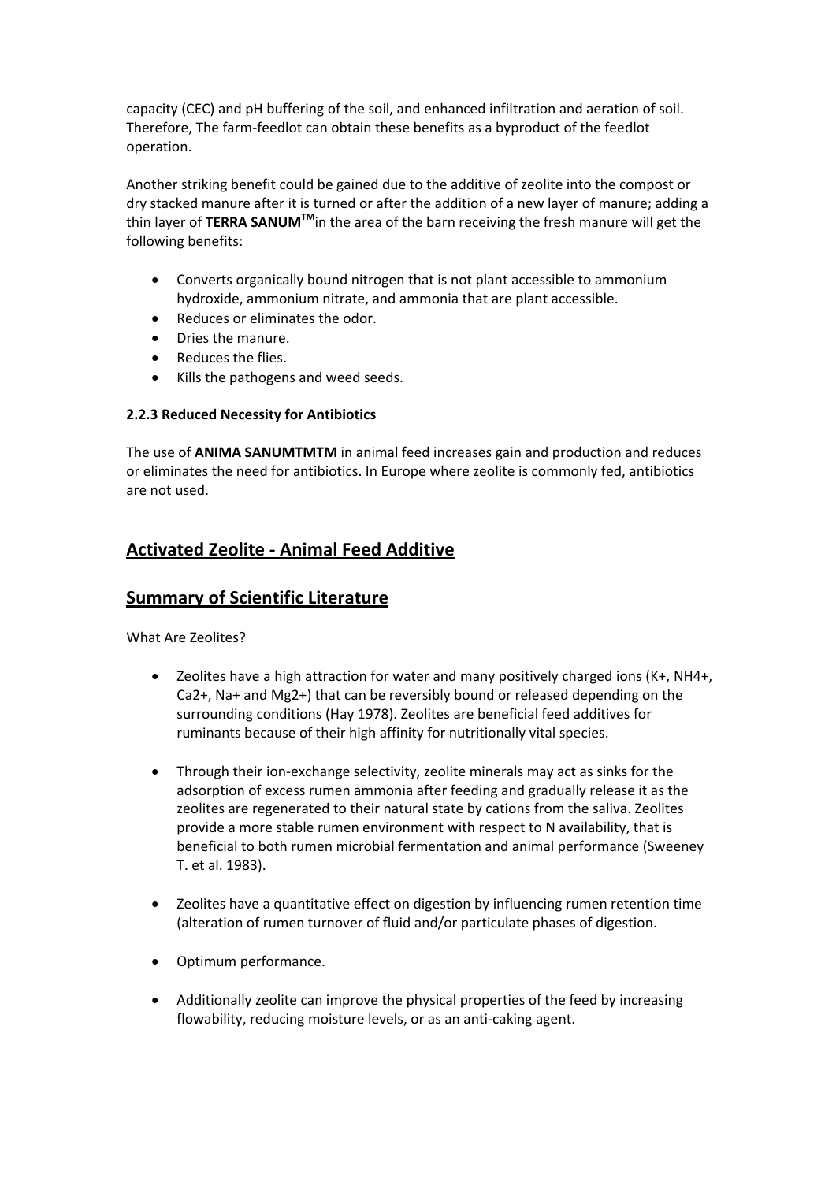capacity (CEC) and pH buffering of the soil, and enhanced infiltration and aeration of soil. Therefore, The farm-feedlot can obtain these benefits as a byproduct of the feedlot operation.

Another striking benefit could be gained due to the additive of zeolite into the compost or dry stacked manure after it is turned or after the addition of a new layer of manure; adding a thin layer of **TERRA SANUM™** in the area of the barn receiving the fresh manure will get the following benefits:

- Converts organically bound nitrogen that is not plant accessible to ammonium hydroxide, ammonium nitrate, and ammonia that are plant accessible.
- Reduces or eliminates the odor.
- Dries the manure.
- Reduces the flies.
- Kills the pathogens and weed seeds.

**2.2.3 Reduced Necessity for Antibiotics**

The use of **ANIMA SANUMTMTM** in animal feed increases gain and production and reduces or eliminates the need for antibiotics. In Europe where zeolite is commonly fed, antibiotics are not used.

## Activated Zeolite - Animal Feed Additive

## Summary of Scientific Literature

What Are Zeolites?

- Zeolites have a high attraction for water and many positively charged ions ($K^+$, $NH_4^+$, $Ca^{2+}$, $Na^+$ and $Mg^{2+}$) that can be reversibly bound or released depending on the surrounding conditions (Hay 1978). Zeolites are beneficial feed additives for ruminants because of their high affinity for nutritionally vital species.

- Through their ion-exchange selectivity, zeolite minerals may act as sinks for the adsorption of excess rumen ammonia after feeding and gradually release it as the zeolites are regenerated to their natural state by cations from the saliva. Zeolites provide a more stable rumen environment with respect to N availability, that is beneficial to both rumen microbial fermentation and animal performance (Sweeney T. et al. 1983).

- Zeolites have a quantitative effect on digestion by influencing rumen retention time (alteration of rumen turnover of fluid and/or particulate phases of digestion.

- Optimum performance.

- Additionally zeolite can improve the physical properties of the feed by increasing flowability, reducing moisture levels, or as an anti-caking agent.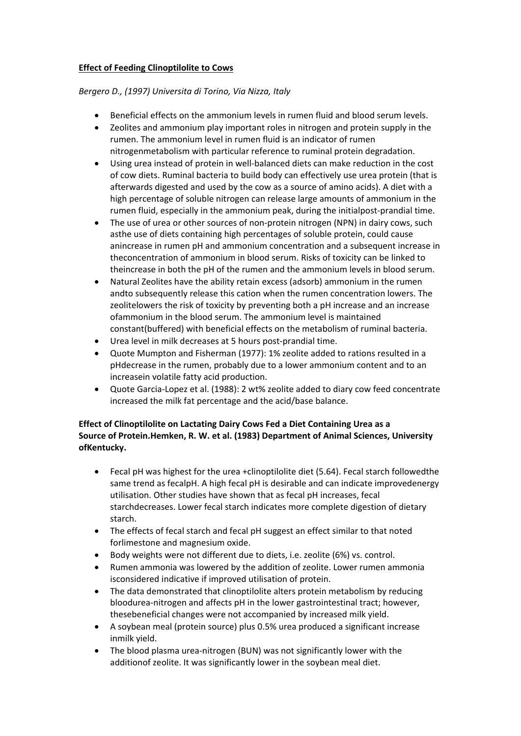**Effect of Feeding Clinoptilolite to Cows**

*Bergero D., (1997) Universita di Torino, Via Nizza, Italy*

- Beneficial effects on the ammonium levels in rumen fluid and blood serum levels.
- Zeolites and ammonium play important roles in nitrogen and protein supply in the rumen. The ammonium level in rumen fluid is an indicator of rumen nitrogenmetabolism with particular reference to ruminal protein degradation.
- Using urea instead of protein in well-balanced diets can make reduction in the cost of cow diets. Ruminal bacteria to build body can effectively use urea protein (that is afterwards digested and used by the cow as a source of amino acids). A diet with a high percentage of soluble nitrogen can release large amounts of ammonium in the rumen fluid, especially in the ammonium peak, during the initialpost-prandial time.
- The use of urea or other sources of non-protein nitrogen (NPN) in dairy cows, such asthe use of diets containing high percentages of soluble protein, could cause anincrease in rumen pH and ammonium concentration and a subsequent increase in theconcentration of ammonium in blood serum. Risks of toxicity can be linked to theincrease in both the pH of the rumen and the ammonium levels in blood serum.
- Natural Zeolites have the ability retain excess (adsorb) ammonium in the rumen andto subsequently release this cation when the rumen concentration lowers. The zeolitelowers the risk of toxicity by preventing both a pH increase and an increase ofammonium in the blood serum. The ammonium level is maintained constant(buffered) with beneficial effects on the metabolism of ruminal bacteria.
- Urea level in milk decreases at 5 hours post-prandial time.
- Quote Mumpton and Fisherman (1977): 1% zeolite added to rations resulted in a pHdecrease in the rumen, probably due to a lower ammonium content and to an increasein volatile fatty acid production.
- Quote Garcia-Lopez et al. (1988): 2 wt% zeolite added to diary cow feed concentrate increased the milk fat percentage and the acid/base balance.

**Effect of Clinoptilolite on Lactating Dairy Cows Fed a Diet Containing Urea as a Source of Protein.Hemken, R. W. et al. (1983) Department of Animal Sciences, University ofKentucky.**

- Fecal pH was highest for the urea +clinoptilolite diet (5.64). Fecal starch followedthe same trend as fecalpH. A high fecal pH is desirable and can indicate improvedenergy utilisation. Other studies have shown that as fecal pH increases, fecal starchdecreases. Lower fecal starch indicates more complete digestion of dietary starch.
- The effects of fecal starch and fecal pH suggest an effect similar to that noted forlimestone and magnesium oxide.
- Body weights were not different due to diets, i.e. zeolite (6%) vs. control.
- Rumen ammonia was lowered by the addition of zeolite. Lower rumen ammonia isconsidered indicative if improved utilisation of protein.
- The data demonstrated that clinoptilolite alters protein metabolism by reducing bloodurea-nitrogen and affects pH in the lower gastrointestinal tract; however, thesebeneficial changes were not accompanied by increased milk yield.
- A soybean meal (protein source) plus 0.5% urea produced a significant increase inmilk yield.
- The blood plasma urea-nitrogen (BUN) was not significantly lower with the additionof zeolite. It was significantly lower in the soybean meal diet.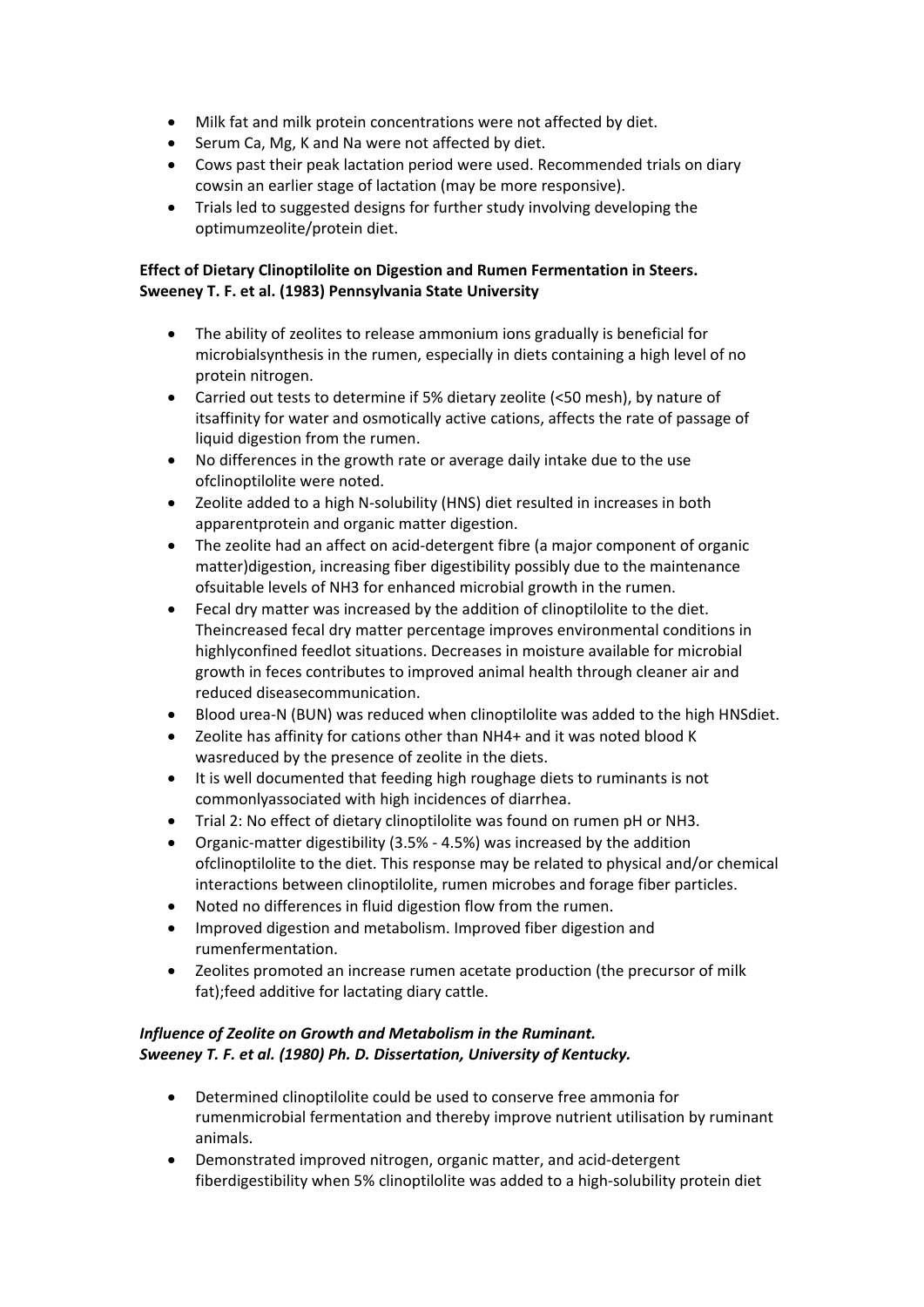- Milk fat and milk protein concentrations were not affected by diet.
- Serum Ca, Mg, K and Na were not affected by diet.
- Cows past their peak lactation period were used. Recommended trials on diary cowsin an earlier stage of lactation (may be more responsive).
- Trials led to suggested designs for further study involving developing the optimumzeolite/protein diet.

**Effect of Dietary Clinoptilolite on Digestion and Rumen Fermentation in Steers.**
**Sweeney T. F. et al. (1983) Pennsylvania State University**

- The ability of zeolites to release ammonium ions gradually is beneficial for microbialsynthesis in the rumen, especially in diets containing a high level of no protein nitrogen.
- Carried out tests to determine if 5% dietary zeolite (<50 mesh), by nature of itsaffinity for water and osmotically active cations, affects the rate of passage of liquid digestion from the rumen.
- No differences in the growth rate or average daily intake due to the use ofclinoptilolite were noted.
- Zeolite added to a high N-solubility (HNS) diet resulted in increases in both apparentprotein and organic matter digestion.
- The zeolite had an affect on acid-detergent fibre (a major component of organic matter)digestion, increasing fiber digestibility possibly due to the maintenance ofsuitable levels of $NH_3$ for enhanced microbial growth in the rumen.
- Fecal dry matter was increased by the addition of clinoptilolite to the diet. Theincreased fecal dry matter percentage improves environmental conditions in highlyconfined feedlot situations. Decreases in moisture available for microbial growth in feces contributes to improved animal health through cleaner air and reduced diseasecommunication.
- Blood urea-N (BUN) was reduced when clinoptilolite was added to the high HNSdiet.
- Zeolite has affinity for cations other than $NH_4^+$ and it was noted blood K wasreduced by the presence of zeolite in the diets.
- It is well documented that feeding high roughage diets to ruminants is not commonlyassociated with high incidences of diarrhea.
- Trial 2: No effect of dietary clinoptilolite was found on rumen pH or $NH_3$.
- Organic-matter digestibility (3.5% - 4.5%) was increased by the addition ofclinoptilolite to the diet. This response may be related to physical and/or chemical interactions between clinoptilolite, rumen microbes and forage fiber particles.
- Noted no differences in fluid digestion flow from the rumen.
- Improved digestion and metabolism. Improved fiber digestion and rumenfermentation.
- Zeolites promoted an increase rumen acetate production (the precursor of milk fat);feed additive for lactating diary cattle.

***Influence of Zeolite on Growth and Metabolism in the Ruminant.***
***Sweeney T. F. et al. (1980) Ph. D. Dissertation, University of Kentucky.***

- Determined clinoptilolite could be used to conserve free ammonia for rumenmicrobial fermentation and thereby improve nutrient utilisation by ruminant animals.
- Demonstrated improved nitrogen, organic matter, and acid-detergent fiberdigestibility when 5% clinoptilolite was added to a high-solubility protein diet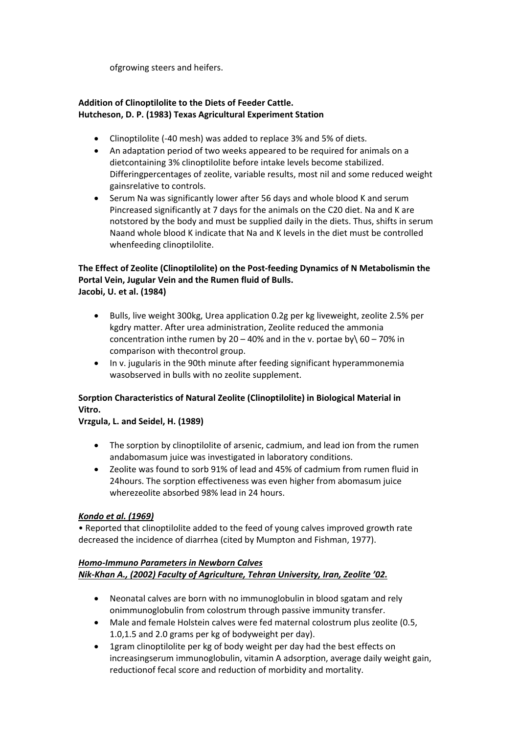ofgrowing steers and heifers.

**Addition of Clinoptilolite to the Diets of Feeder Cattle.**
**Hutcheson, D. P. (1983) Texas Agricultural Experiment Station**

- Clinoptilolite (-40 mesh) was added to replace 3% and 5% of diets.
- An adaptation period of two weeks appeared to be required for animals on a dietcontaining 3% clinoptilolite before intake levels become stabilized. Differingpercentages of zeolite, variable results, most nil and some reduced weight gainsrelative to controls.
- Serum Na was significantly lower after 56 days and whole blood K and serum Pincreased significantly at 7 days for the animals on the C20 diet. Na and K are notstored by the body and must be supplied daily in the diets. Thus, shifts in serum Naand whole blood K indicate that Na and K levels in the diet must be controlled whenfeeding clinoptilolite.

**The Effect of Zeolite (Clinoptilolite) on the Post-feeding Dynamics of N Metabolismin the Portal Vein, Jugular Vein and the Rumen fluid of Bulls.**
**Jacobi, U. et al. (1984)**

- Bulls, live weight 300kg, Urea application 0.2g per kg liveweight, zeolite 2.5% per kgdry matter. After urea administration, Zeolite reduced the ammonia concentration inthe rumen by 20 – 40% and in the v. portae by\ 60 – 70% in comparison with thecontrol group.
- In v. jugularis in the 90th minute after feeding significant hyperammonemia wasobserved in bulls with no zeolite supplement.

**Sorption Characteristics of Natural Zeolite (Clinoptilolite) in Biological Material in Vitro.**
**Vrzgula, L. and Seidel, H. (1989)**

- The sorption by clinoptilolite of arsenic, cadmium, and lead ion from the rumen andabomasum juice was investigated in laboratory conditions.
- Zeolite was found to sorb 91% of lead and 45% of cadmium from rumen fluid in 24hours. The sorption effectiveness was even higher from abomasum juice wherezeolite absorbed 98% lead in 24 hours.

***Kondo et al. (1969)***

• Reported that clinoptilolite added to the feed of young calves improved growth rate decreased the incidence of diarrhea (cited by Mumpton and Fishman, 1977).

***Homo-Immuno Parameters in Newborn Calves***
***Nik-Khan A., (2002) Faculty of Agriculture, Tehran University, Iran, Zeolite '02.***

- Neonatal calves are born with no immunoglobulin in blood sgatam and rely onimmunoglobulin from colostrum through passive immunity transfer.
- Male and female Holstein calves were fed maternal colostrum plus zeolite (0.5, 1.0,1.5 and 2.0 grams per kg of bodyweight per day).
- 1gram clinoptilolite per kg of body weight per day had the best effects on increasingserum immunoglobulin, vitamin A adsorption, average daily weight gain, reductionof fecal score and reduction of morbidity and mortality.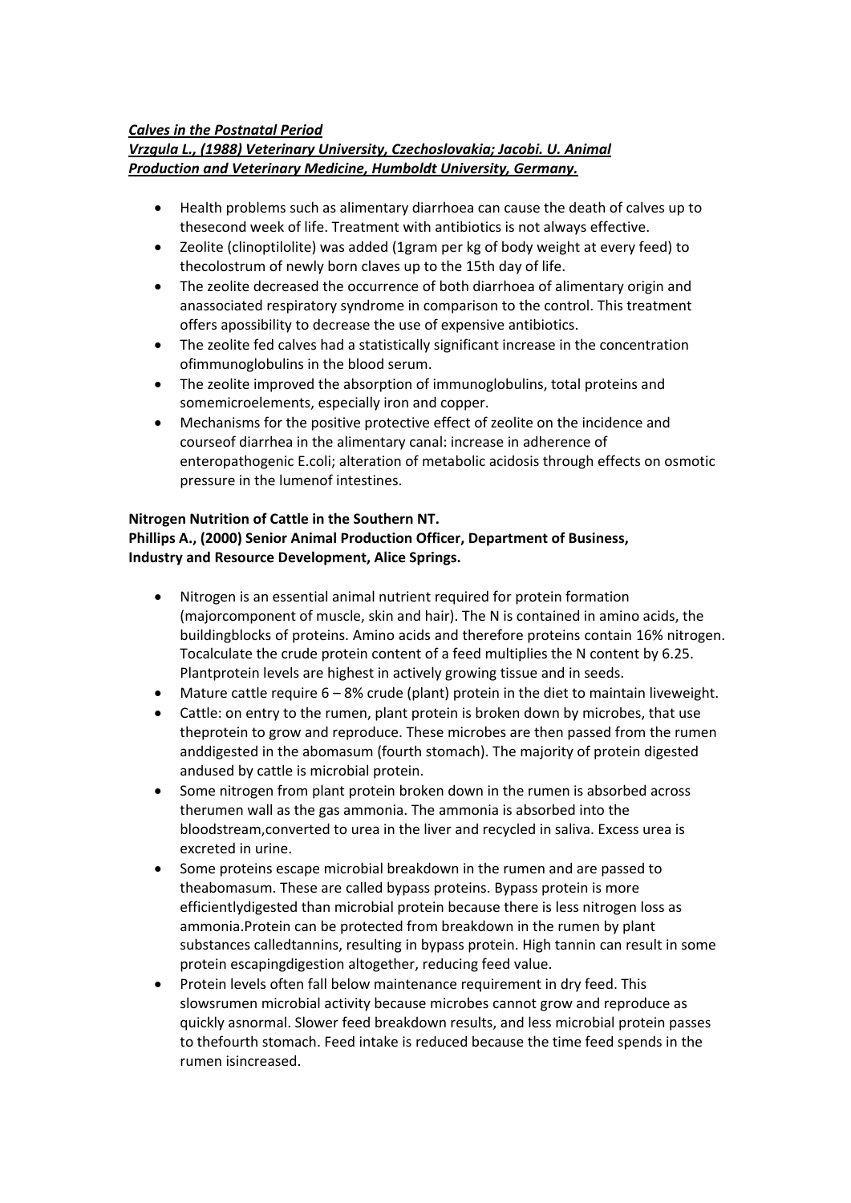***Calves in the Postnatal Period***
***Vrzgula L., (1988) Veterinary University, Czechoslovakia; Jacobi. U. Animal Production and Veterinary Medicine, Humboldt University, Germany.***

- Health problems such as alimentary diarrhoea can cause the death of calves up to thesecond week of life. Treatment with antibiotics is not always effective.
- Zeolite (clinoptilolite) was added (1gram per kg of body weight at every feed) to thecolostrum of newly born claves up to the 15th day of life.
- The zeolite decreased the occurrence of both diarrhoea of alimentary origin and anassociated respiratory syndrome in comparison to the control. This treatment offers apossibility to decrease the use of expensive antibiotics.
- The zeolite fed calves had a statistically significant increase in the concentration ofimmunoglobulins in the blood serum.
- The zeolite improved the absorption of immunoglobulins, total proteins and somemicroelements, especially iron and copper.
- Mechanisms for the positive protective effect of zeolite on the incidence and courseof diarrhea in the alimentary canal: increase in adherence of enteropathogenic E.coli; alteration of metabolic acidosis through effects on osmotic pressure in the lumenof intestines.

**Nitrogen Nutrition of Cattle in the Southern NT.**
**Phillips A., (2000) Senior Animal Production Officer, Department of Business, Industry and Resource Development, Alice Springs.**

- Nitrogen is an essential animal nutrient required for protein formation (majorcomponent of muscle, skin and hair). The N is contained in amino acids, the buildingblocks of proteins. Amino acids and therefore proteins contain 16% nitrogen. Tocalculate the crude protein content of a feed multiplies the N content by 6.25. Plantprotein levels are highest in actively growing tissue and in seeds.
- Mature cattle require 6 – 8% crude (plant) protein in the diet to maintain liveweight.
- Cattle: on entry to the rumen, plant protein is broken down by microbes, that use theprotein to grow and reproduce. These microbes are then passed from the rumen anddigested in the abomasum (fourth stomach). The majority of protein digested andused by cattle is microbial protein.
- Some nitrogen from plant protein broken down in the rumen is absorbed across therumen wall as the gas ammonia. The ammonia is absorbed into the bloodstream,converted to urea in the liver and recycled in saliva. Excess urea is excreted in urine.
- Some proteins escape microbial breakdown in the rumen and are passed to theabomasum. These are called bypass proteins. Bypass protein is more efficientlydigested than microbial protein because there is less nitrogen loss as ammonia.Protein can be protected from breakdown in the rumen by plant substances calledtannins, resulting in bypass protein. High tannin can result in some protein escapingdigestion altogether, reducing feed value.
- Protein levels often fall below maintenance requirement in dry feed. This slowsrumen microbial activity because microbes cannot grow and reproduce as quickly asnormal. Slower feed breakdown results, and less microbial protein passes to thefourth stomach. Feed intake is reduced because the time feed spends in the rumen isincreased.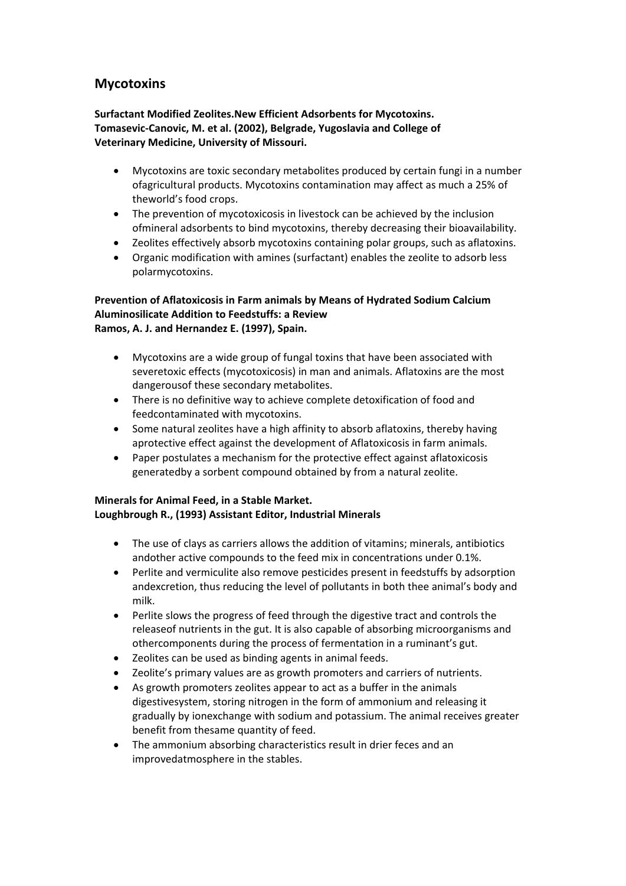## Mycotoxins

**Surfactant Modified Zeolites.New Efficient Adsorbents for Mycotoxins. Tomasevic-Canovic, M. et al. (2002), Belgrade, Yugoslavia and College of Veterinary Medicine, University of Missouri.**

- Mycotoxins are toxic secondary metabolites produced by certain fungi in a number ofagricultural products. Mycotoxins contamination may affect as much a 25% of theworld's food crops.
- The prevention of mycotoxicosis in livestock can be achieved by the inclusion ofmineral adsorbents to bind mycotoxins, thereby decreasing their bioavailability.
- Zeolites effectively absorb mycotoxins containing polar groups, such as aflatoxins.
- Organic modification with amines (surfactant) enables the zeolite to adsorb less polarmycotoxins.

**Prevention of Aflatoxicosis in Farm animals by Means of Hydrated Sodium Calcium Aluminosilicate Addition to Feedstuffs: a Review Ramos, A. J. and Hernandez E. (1997), Spain.**

- Mycotoxins are a wide group of fungal toxins that have been associated with severetoxic effects (mycotoxicosis) in man and animals. Aflatoxins are the most dangerousof these secondary metabolites.
- There is no definitive way to achieve complete detoxification of food and feedcontaminated with mycotoxins.
- Some natural zeolites have a high affinity to absorb aflatoxins, thereby having aprotective effect against the development of Aflatoxicosis in farm animals.
- Paper postulates a mechanism for the protective effect against aflatoxicosis generatedby a sorbent compound obtained by from a natural zeolite.

**Minerals for Animal Feed, in a Stable Market. Loughbrough R., (1993) Assistant Editor, Industrial Minerals**

- The use of clays as carriers allows the addition of vitamins; minerals, antibiotics andother active compounds to the feed mix in concentrations under 0.1%.
- Perlite and vermiculite also remove pesticides present in feedstuffs by adsorption andexcretion, thus reducing the level of pollutants in both thee animal's body and milk.
- Perlite slows the progress of feed through the digestive tract and controls the releaseof nutrients in the gut. It is also capable of absorbing microorganisms and othercomponents during the process of fermentation in a ruminant's gut.
- Zeolites can be used as binding agents in animal feeds.
- Zeolite's primary values are as growth promoters and carriers of nutrients.
- As growth promoters zeolites appear to act as a buffer in the animals digestivesystem, storing nitrogen in the form of ammonium and releasing it gradually by ionexchange with sodium and potassium. The animal receives greater benefit from thesame quantity of feed.
- The ammonium absorbing characteristics result in drier feces and an improvedatmosphere in the stables.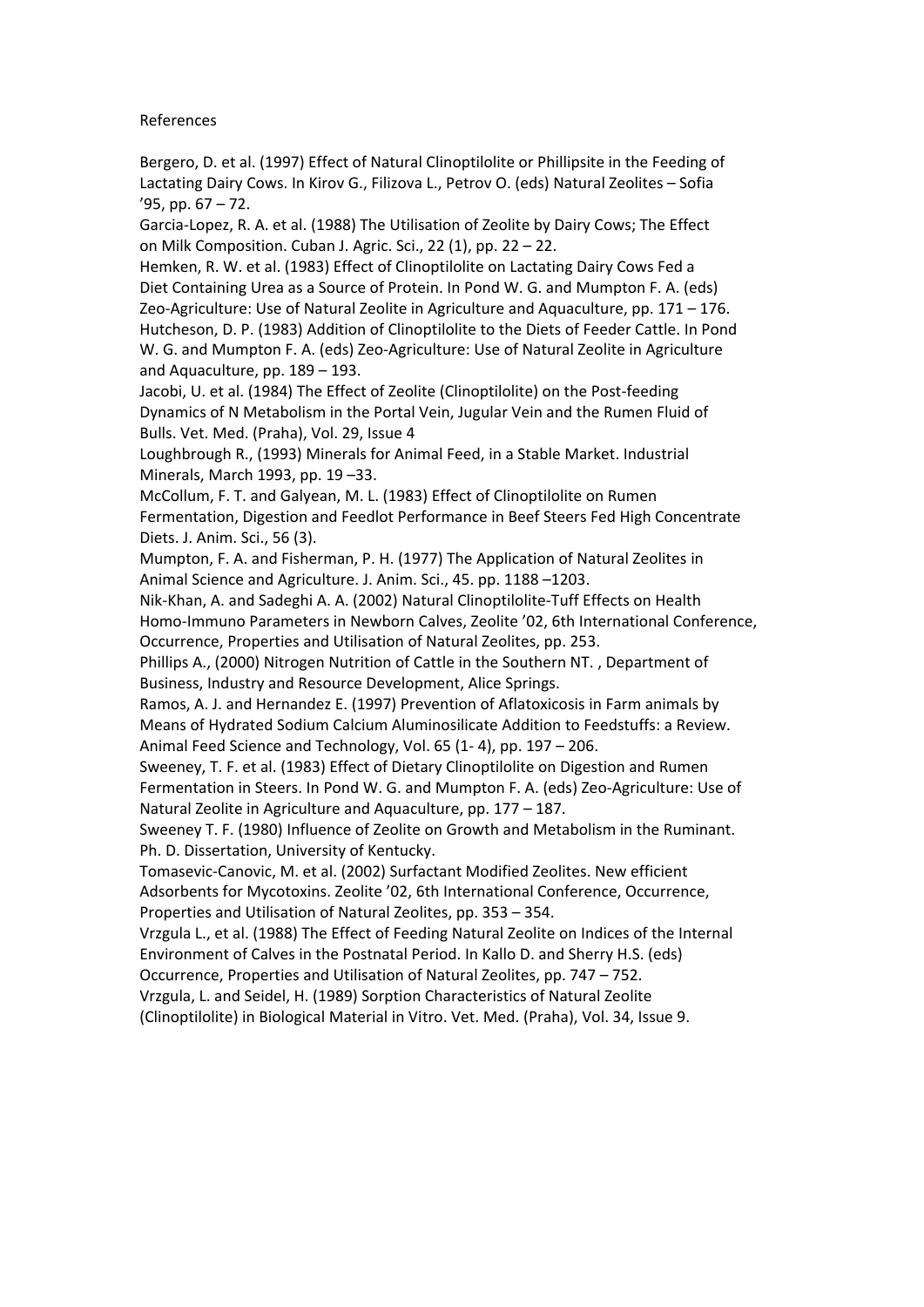References

Bergero, D. et al. (1997) Effect of Natural Clinoptilolite or Phillipsite in the Feeding of Lactating Dairy Cows. In Kirov G., Filizova L., Petrov O. (eds) Natural Zeolites – Sofia '95, pp. 67 – 72.

Garcia-Lopez, R. A. et al. (1988) The Utilisation of Zeolite by Dairy Cows; The Effect on Milk Composition. Cuban J. Agric. Sci., 22 (1), pp. 22 – 22.

Hemken, R. W. et al. (1983) Effect of Clinoptilolite on Lactating Dairy Cows Fed a Diet Containing Urea as a Source of Protein. In Pond W. G. and Mumpton F. A. (eds) Zeo-Agriculture: Use of Natural Zeolite in Agriculture and Aquaculture, pp. 171 – 176.

Hutcheson, D. P. (1983) Addition of Clinoptilolite to the Diets of Feeder Cattle. In Pond W. G. and Mumpton F. A. (eds) Zeo-Agriculture: Use of Natural Zeolite in Agriculture and Aquaculture, pp. 189 – 193.

Jacobi, U. et al. (1984) The Effect of Zeolite (Clinoptilolite) on the Post-feeding Dynamics of N Metabolism in the Portal Vein, Jugular Vein and the Rumen Fluid of Bulls. Vet. Med. (Praha), Vol. 29, Issue 4

Loughbrough R., (1993) Minerals for Animal Feed, in a Stable Market. Industrial Minerals, March 1993, pp. 19 –33.

McCollum, F. T. and Galyean, M. L. (1983) Effect of Clinoptilolite on Rumen Fermentation, Digestion and Feedlot Performance in Beef Steers Fed High Concentrate Diets. J. Anim. Sci., 56 (3).

Mumpton, F. A. and Fisherman, P. H. (1977) The Application of Natural Zeolites in Animal Science and Agriculture. J. Anim. Sci., 45. pp. 1188 –1203.

Nik-Khan, A. and Sadeghi A. A. (2002) Natural Clinoptilolite-Tuff Effects on Health Homo-Immuno Parameters in Newborn Calves, Zeolite '02, 6th International Conference, Occurrence, Properties and Utilisation of Natural Zeolites, pp. 253.

Phillips A., (2000) Nitrogen Nutrition of Cattle in the Southern NT. , Department of Business, Industry and Resource Development, Alice Springs.

Ramos, A. J. and Hernandez E. (1997) Prevention of Aflatoxicosis in Farm animals by Means of Hydrated Sodium Calcium Aluminosilicate Addition to Feedstuffs: a Review. Animal Feed Science and Technology, Vol. 65 (1- 4), pp. 197 – 206.

Sweeney, T. F. et al. (1983) Effect of Dietary Clinoptilolite on Digestion and Rumen Fermentation in Steers. In Pond W. G. and Mumpton F. A. (eds) Zeo-Agriculture: Use of Natural Zeolite in Agriculture and Aquaculture, pp. 177 – 187.

Sweeney T. F. (1980) Influence of Zeolite on Growth and Metabolism in the Ruminant. Ph. D. Dissertation, University of Kentucky.

Tomasevic-Canovic, M. et al. (2002) Surfactant Modified Zeolites. New efficient Adsorbents for Mycotoxins. Zeolite '02, 6th International Conference, Occurrence, Properties and Utilisation of Natural Zeolites, pp. 353 – 354.

Vrzgula L., et al. (1988) The Effect of Feeding Natural Zeolite on Indices of the Internal Environment of Calves in the Postnatal Period. In Kallo D. and Sherry H.S. (eds) Occurrence, Properties and Utilisation of Natural Zeolites, pp. 747 – 752.

Vrzgula, L. and Seidel, H. (1989) Sorption Characteristics of Natural Zeolite (Clinoptilolite) in Biological Material in Vitro. Vet. Med. (Praha), Vol. 34, Issue 9.